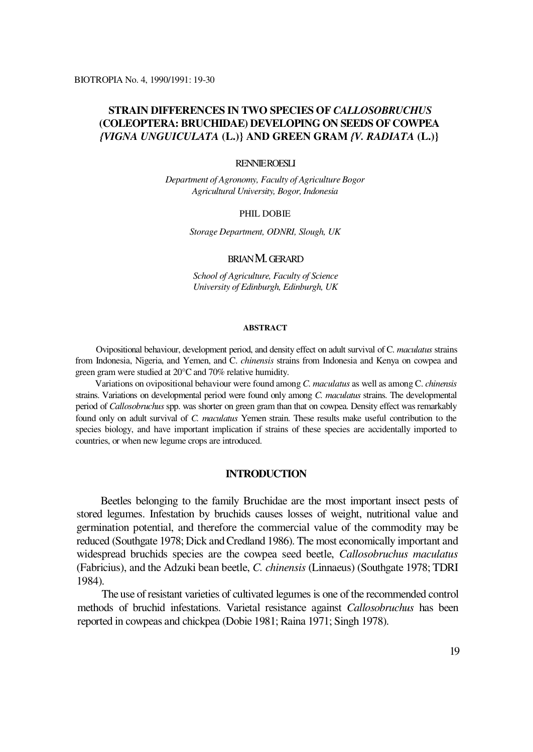# STRAIN DIFFERENCES IN TWO SPECIES OF *CALLOSOBRUCHUS* (COLEOPTERA: BRUCHIDAE) DEVELOPING ON SEEDS OF COWPEA {*VIGNA UNGUICULATA* (L.)} AND GREEN GRAM {*V. RADIATA* (L.)}

RENNIE ROESLI

*Department of Agronomy, Faculty of Agriculture Bogor Agricultural University, Bogor, Indonesia*

PHIL DOBIE

*Storage Department, ODNRI, Slough, UK*

BRIAN M. GERARD

*School of Agriculture, Faculty of Science University of Edinburgh, Edinburgh, UK*

#### ABSTRACT

Ovipositional behaviour, development period, and density effect on adult survival of C. *maculatus* strains from Indonesia, Nigeria, and Yemen, and C. *chinensis* strains from Indonesia and Kenya on cowpea and green gram were studied at 20°C and 70% relative humidity.

Variations on ovipositional behaviour were found among *C. maculatus* as well as among C. *chinensis* strains. Variations on developmental period were found only among *C. maculatus* strains. The developmental period of *Callosobruchus* spp. was shorter on green gram than that on cowpea. Density effect was remarkably found only on adult survival of *C. maculatus* Yemen strain. These results make useful contribution to the species biology, and have important implication if strains of these species are accidentally imported to countries, or when new legume crops are introduced.

## INTRODUCTION

Beetles belonging to the family Bruchidae are the most important insect pests of stored legumes. Infestation by bruchids causes losses of weight, nutritional value and germination potential, and therefore the commercial value of the commodity may be reduced (Southgate 1978; Dick and Credland 1986). The most economically important and widespread bruchids species are the cowpea seed beetle, *Callosobruchus maculatus* (Fabricius), and the Adzuki bean beetle, *C. chinensis* (Linnaeus) (Southgate 1978; TDRI 1984).

The use of resistant varieties of cultivated legumes is one of the recommended control methods of bruchid infestations. Varietal resistance against *Callosobruchus* has been reported in cowpeas and chickpea (Dobie 1981; Raina 1971; Singh 1978).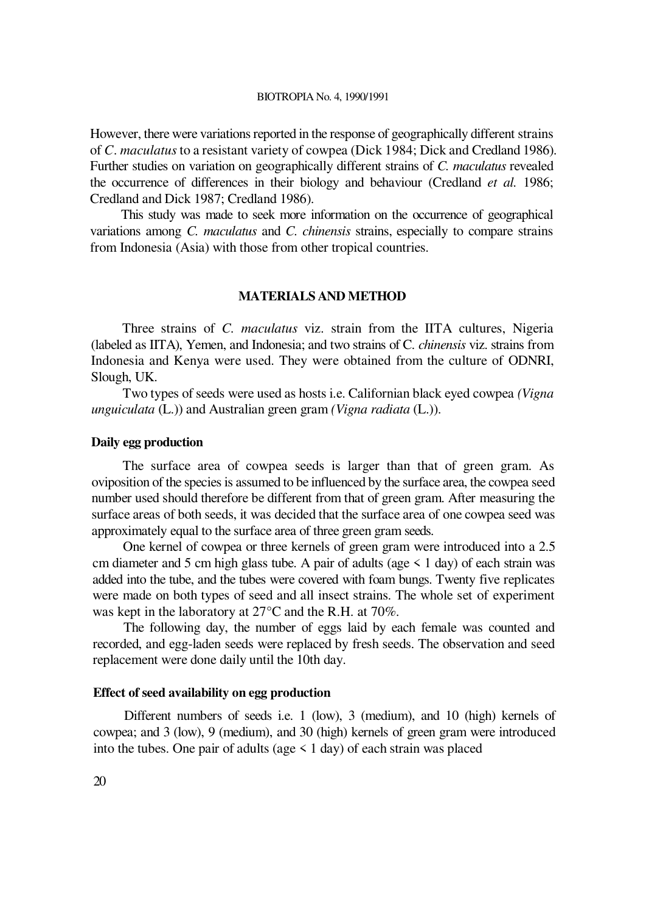However, there were variations reported in the response of geographically different strains of *C. maculatus* to a resistant variety of cowpea (Dick 1984; Dick and Credland 1986). Further studies on variation on geographically different strains of *C. maculatus* revealed the occurrence of differences in their biology and behaviour (Credland *et al.* 1986; Credland and Dick 1987; Credland 1986).

This study was made to seek more information on the occurrence of geographical variations among *C. maculatus* and *C. chinensis* strains, especially to compare strains from Indonesia (Asia) with those from other tropical countries.

## MATERIALS AND METHOD

Three strains of *C. maculatus* viz. strain from the IITA cultures, Nigeria (labeled as IITA), Yemen, and Indonesia; and two strains of C. *chinensis* viz. strains from Indonesia and Kenya were used. They were obtained from the culture of ODNRI, Slough, UK.

Two types of seeds were used as hosts i.e. Californian black eyed cowpea *(Vigna unguiculata* (L.)) and Australian green gram *(Vigna radiata* (L.)).

### Daily egg production

The surface area of cowpea seeds is larger than that of green gram. As oviposition of the species is assumed to be influenced by the surface area, the cowpea seed number used should therefore be different from that of green gram. After measuring the surface areas of both seeds, it was decided that the surface area of one cowpea seed was approximately equal to the surface area of three green gram seeds.

One kernel of cowpea or three kernels of green gram were introduced into a 2.5 cm diameter and 5 cm high glass tube. A pair of adults (age < 1 day) of each strain was added into the tube, and the tubes were covered with foam bungs. Twenty five replicates were made on both types of seed and all insect strains. The whole set of experiment was kept in the laboratory at 27°C and the R.H. at 70%.

The following day, the number of eggs laid by each female was counted and recorded, and egg-laden seeds were replaced by fresh seeds. The observation and seed replacement were done daily until the 10th day.

### Effect of seed availability on egg production

Different numbers of seeds i.e. 1 (low), 3 (medium), and 10 (high) kernels of cowpea; and 3 (low), 9 (medium), and 30 (high) kernels of green gram were introduced into the tubes. One pair of adults (age < 1 day) of each strain was placed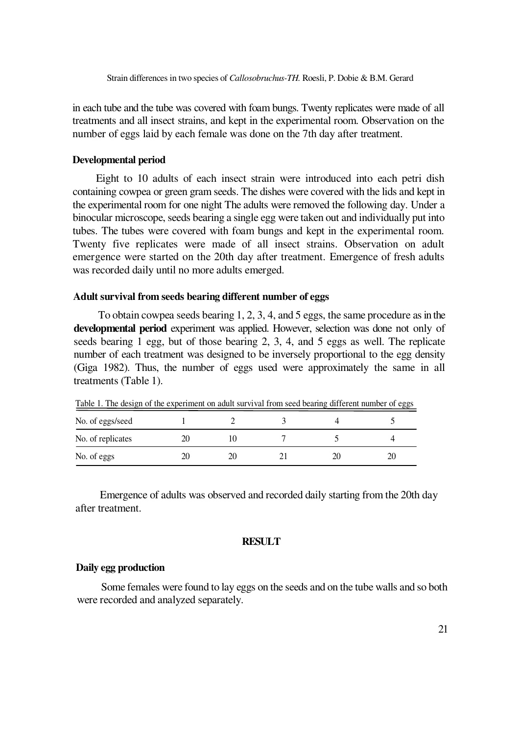in each tube and the tube was covered with foam bungs. Twenty replicates were made of all treatments and all insect strains, and kept in the experimental room. Observation on the number of eggs laid by each female was done on the 7th day after treatment.

### Developmental period

Eight to 10 adults of each insect strain were introduced into each petri dish containing cowpea or green gram seeds. The dishes were covered with the lids and kept in the experimental room for one night The adults were removed the following day. Under a binocular microscope, seeds bearing a single egg were taken out and individually put into tubes. The tubes were covered with foam bungs and kept in the experimental room. Twenty five replicates were made of all insect strains. Observation on adult emergence were started on the 20th day after treatment. Emergence of fresh adults was recorded daily until no more adults emerged.

### Adult survival from seeds bearing different number of eggs

To obtain cowpea seeds bearing 1, 2, 3, 4, and 5 eggs, the same procedure as in the **developmental period** experiment was applied. However, selection was done not only of seeds bearing 1 egg, but of those bearing 2, 3, 4, and 5 eggs as well. The replicate number of each treatment was designed to be inversely proportional to the egg density (Giga 1982). Thus, the number of eggs used were approximately the same in all treatments (Table 1).

Table 1. The design of the experiment on adult survival from seed bearing different number of eggs

| No. of eggs/seed | 1 | 2 | 3 | 4 | 5 |
|---|---|---|---|---|---|
| No. of replicates | 20 | 10 | 7 | 5 | 4 |
| No. of eggs | 20 | 20 | 21 | 20 | 20 |

Emergence of adults was observed and recorded daily starting from the 20th day after treatment.

## RESULT

### Daily egg production

Some females were found to lay eggs on the seeds and on the tube walls and so both were recorded and analyzed separately.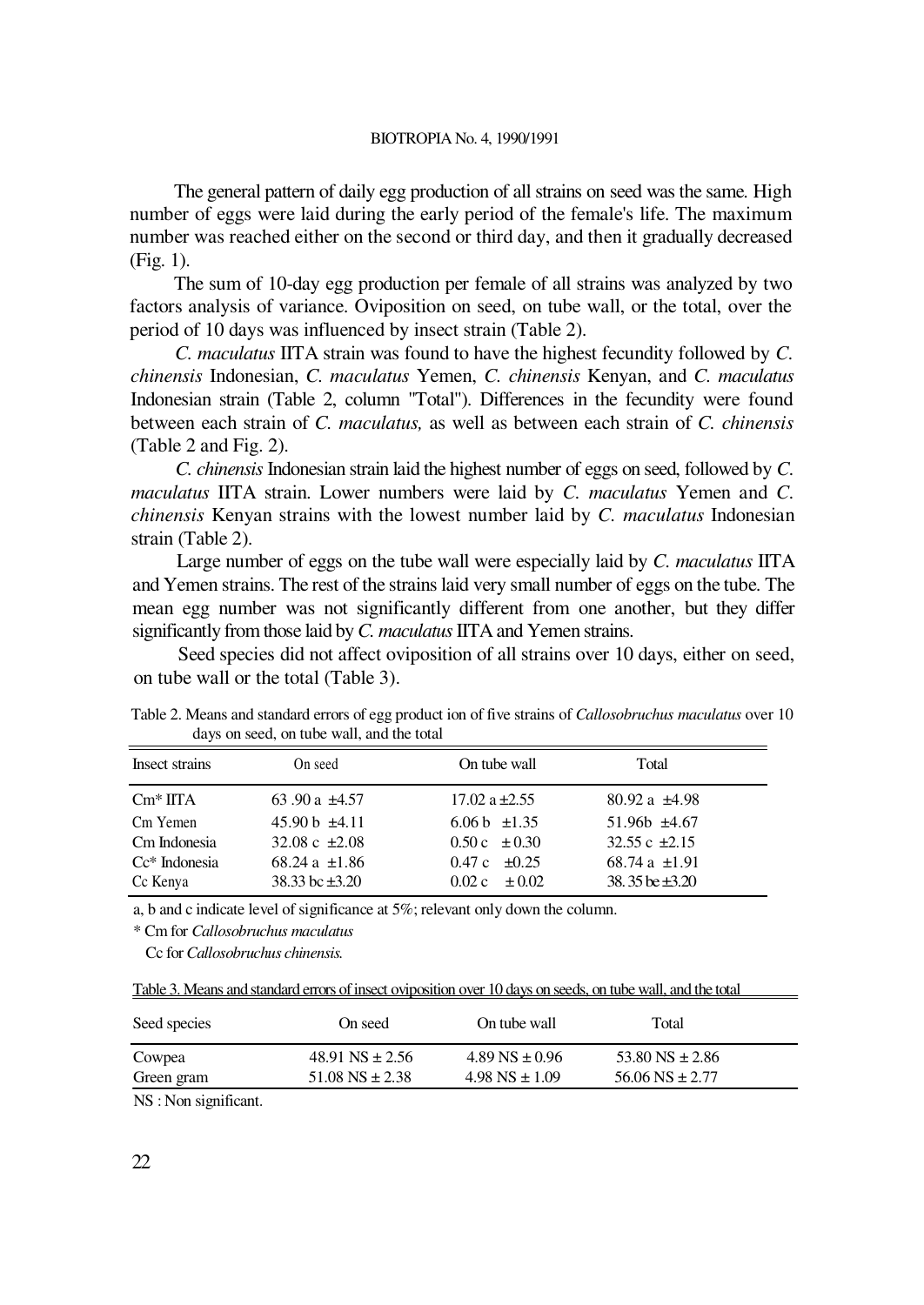The general pattern of daily egg production of all strains on seed was the same. High number of eggs were laid during the early period of the female's life. The maximum number was reached either on the second or third day, and then it gradually decreased (Fig. 1).

The sum of 10-day egg production per female of all strains was analyzed by two factors analysis of variance. Oviposition on seed, on tube wall, or the total, over the period of 10 days was influenced by insect strain (Table 2).

*C. maculatus* IITA strain was found to have the highest fecundity followed by *C. chinensis* Indonesian, *C. maculatus* Yemen, *C. chinensis* Kenyan, and *C. maculatus* Indonesian strain (Table 2, column "Total"). Differences in the fecundity were found between each strain of *C. maculatus,* as well as between each strain of *C. chinensis* (Table 2 and Fig. 2).

*C. chinensis* Indonesian strain laid the highest number of eggs on seed, followed by *C. maculatus* IITA strain. Lower numbers were laid by *C. maculatus* Yemen and *C. chinensis* Kenyan strains with the lowest number laid by *C. maculatus* Indonesian strain (Table 2).

Large number of eggs on the tube wall were especially laid by *C. maculatus* IITA and Yemen strains. The rest of the strains laid very small number of eggs on the tube. The mean egg number was not significantly different from one another, but they differ significantly from those laid by *C. maculatus* IITA and Yemen strains.

Seed species did not affect oviposition of all strains over 10 days, either on seed, on tube wall or the total (Table 3).

Table 2. Means and standard errors of egg product ion of five strains of *Callosobruchus maculatus* over 10 days on seed, on tube wall, and the total

| Insect strains | On seed | On tube wall | Total |
|---|---|---|---|
| Cm* IITA | 63 .90 a ±4.57 | 17.02 a ±2.55 | 80.92 a ±4.98 |
| Cm Yemen | 45.90 b ±4.11 | 6.06 b ±1.35 | 51.96b ±4.67 |
| Cm Indonesia | 32.08 c ±2.08 | 0.50 c ± 0.30 | 32.55 c ±2.15 |
| Cc* Indonesia | 68.24 a ±1.86 | 0.47 c ±0.25 | 68.74 a ±1.91 |
| Cc Kenya | 38.33 bc ±3.20 | 0.02 c ± 0.02 | 38. 35 be ±3.20 |

a, b and c indicate level of significance at 5%; relevant only down the column.

\* Cm for *Callosobruchus maculatus*

Cc for *Callosobruchus chinensis.*

Table 3. Means and standard errors of insect oviposition over 10 days on seeds, on tube wall, and the total

| Seed species | On seed | On tube wall | Total |
|---|---|---|---|
| Cowpea | 48.91 NS ± 2.56 | 4.89 NS ± 0.96 | 53.80 NS ± 2.86 |
| Green gram | 51.08 NS ± 2.38 | 4.98 NS ± 1.09 | 56.06 NS ± 2.77 |

NS : Non significant.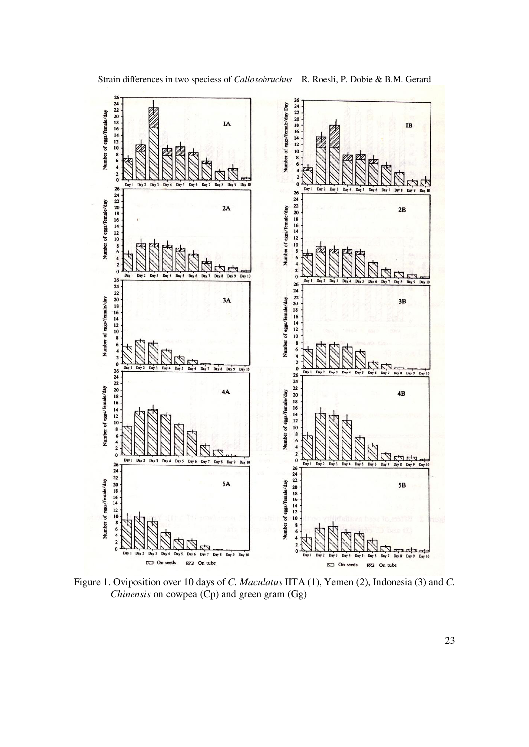Figure 1. Oviposition over 10 days of *C. Maculatus* IITA (1), Yemen (2), Indonesia (3) and *C. Chinensis* on cowpea (Cp) and green gram (Gg)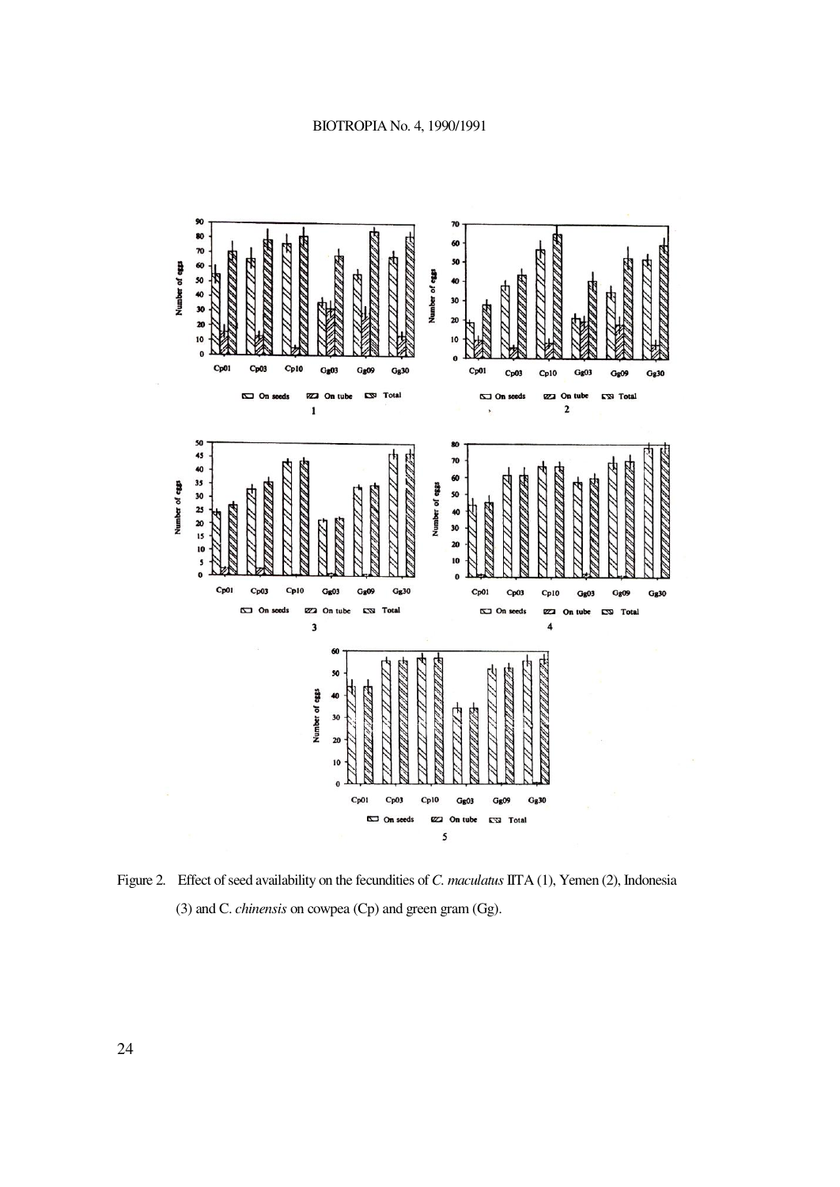Figure 2. Effect of seed availability on the fecundities of *C. maculatus* IITA (1), Yemen (2), Indonesia (3) and C. *chinensis* on cowpea (Cp) and green gram (Gg).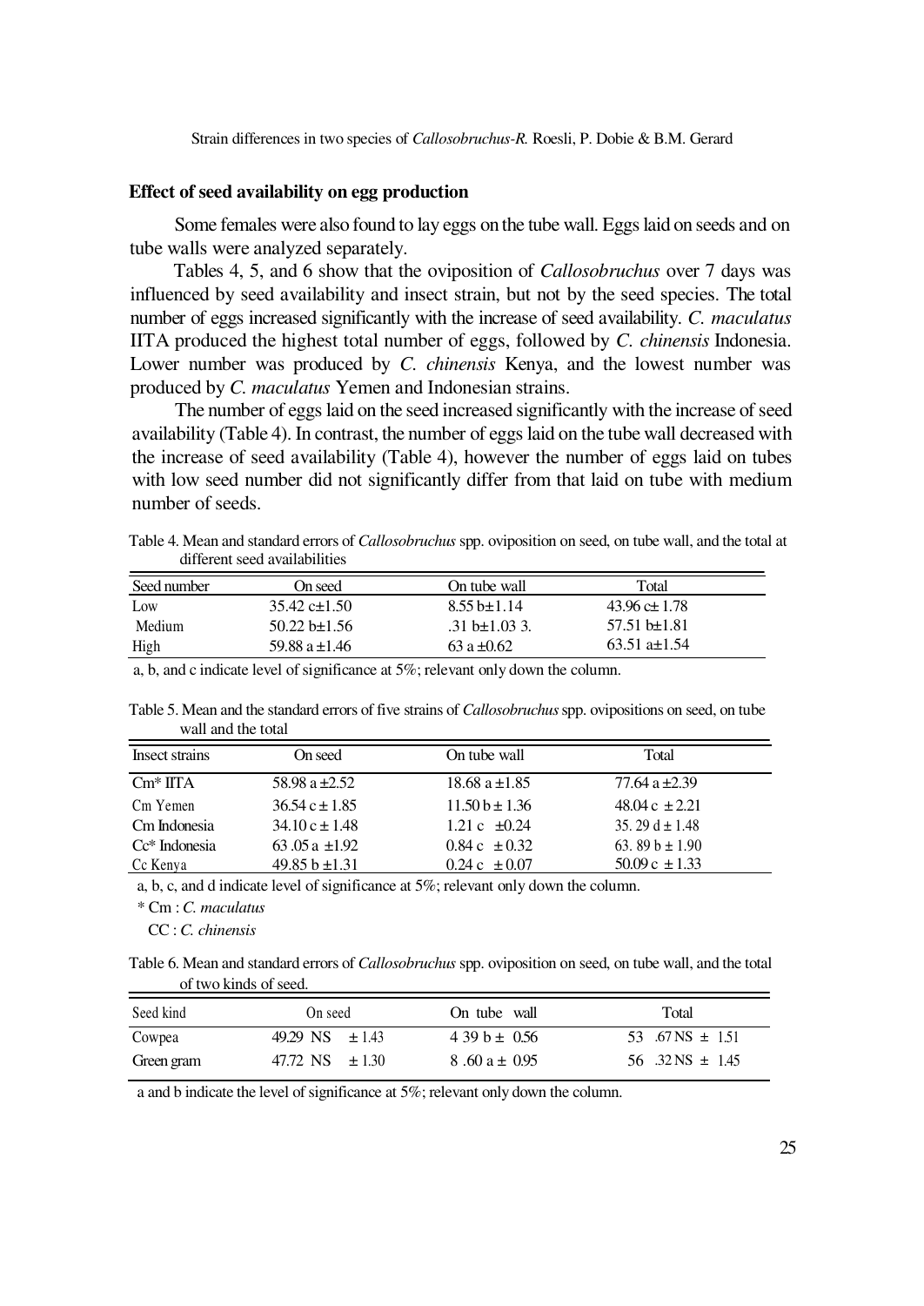### Effect of seed availability on egg production

Some females were also found to lay eggs on the tube wall. Eggs laid on seeds and on tube walls were analyzed separately.

Tables 4, 5, and 6 show that the oviposition of *Callosobruchus* over 7 days was influenced by seed availability and insect strain, but not by the seed species. The total number of eggs increased significantly with the increase of seed availability. *C. maculatus* IITA produced the highest total number of eggs, followed by *C. chinensis* Indonesia. Lower number was produced by *C. chinensis* Kenya, and the lowest number was produced by *C. maculatus* Yemen and Indonesian strains.

The number of eggs laid on the seed increased significantly with the increase of seed availability (Table 4). In contrast, the number of eggs laid on the tube wall decreased with the increase of seed availability (Table 4), however the number of eggs laid on tubes with low seed number did not significantly differ from that laid on tube with medium number of seeds.

Table 4. Mean and standard errors of *Callosobruchus* spp. oviposition on seed, on tube wall, and the total at different seed availabilities

| Seed number | On seed | On tube wall | Total |
|---|---|---|---|
| Low | 35.42 c±1.50 | 8.55 b±1.14 | 43.96 c± 1.78 |
| Medium | 50.22 b±1.56 | .31 b±1.03 3. | 57.51 b±1.81 |
| High | 59.88 a ±1.46 | 63 a ±0.62 | 63.51 a±1.54 |

a, b, and c indicate level of significance at 5%; relevant only down the column.

Table 5. Mean and the standard errors of five strains of *Callosobruchus* spp. ovipositions on seed, on tube wall and the total

| Insect strains | On seed | On tube wall | Total |
|---|---|---|---|
| Cm* IITA | 58.98 a ±2.52 | 18.68 a ±1.85 | 77.64 a ±2.39 |
| Cm Yemen | 36.54 c ± 1.85 | 11.50 b ± 1.36 | 48.04 c ± 2.21 |
| Cm Indonesia | 34.10 c ± 1.48 | 1.21 c ±0.24 | 35. 29 d ± 1.48 |
| Cc* Indonesia | 63 .05 a ±1.92 | 0.84 c ± 0.32 | 63. 89 b ± 1.90 |
| Cc Kenya | 49.85 b ±1.31 | 0.24 c ± 0.07 | 50.09 c ± 1.33 |

a, b, c, and d indicate level of significance at 5%; relevant only down the column.

\* Cm : *C. maculatus*

CC : *C. chinensis*

Table 6. Mean and standard errors of *Callosobruchus* spp. oviposition on seed, on tube wall, and the total of two kinds of seed.

| Seed kind | On seed | On tube wall | Total |
|---|---|---|---|
| Cowpea | 49.29 NS ± 1.43 | 4 39 b ± 0.56 | 53 .67 NS ± 1.51 |
| Green gram | 47.72 NS ± 1.30 | 8 .60 a ± 0.95 | 56 .32 NS ± 1.45 |

a and b indicate the level of significance at 5%; relevant only down the column.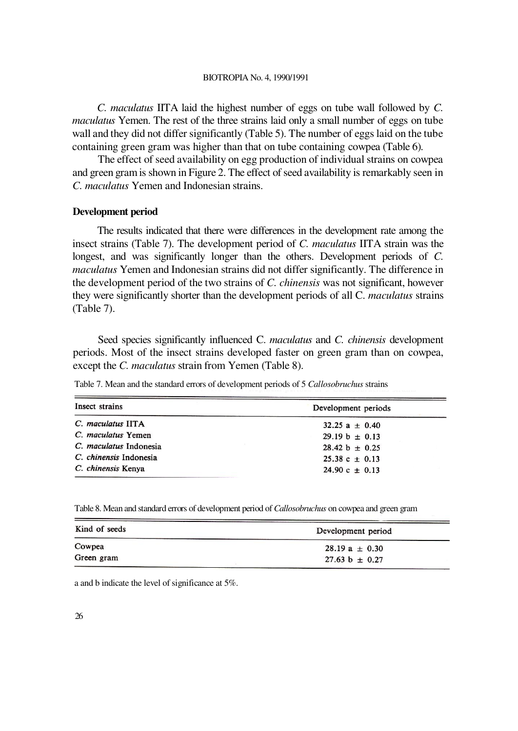*C. maculatus* IITA laid the highest number of eggs on tube wall followed by *C. maculatus* Yemen. The rest of the three strains laid only a small number of eggs on tube wall and they did not differ significantly (Table 5). The number of eggs laid on the tube containing green gram was higher than that on tube containing cowpea (Table 6).

The effect of seed availability on egg production of individual strains on cowpea and green gram is shown in Figure 2. The effect of seed availability is remarkably seen in *C. maculatus* Yemen and Indonesian strains.

### Development period

The results indicated that there were differences in the development rate among the insect strains (Table 7). The development period of *C. maculatus* IITA strain was the longest, and was significantly longer than the others. Development periods of *C. maculatus* Yemen and Indonesian strains did not differ significantly. The difference in the development period of the two strains of *C. chinensis* was not significant, however they were significantly shorter than the development periods of all C. *maculatus* strains (Table 7).

Seed species significantly influenced C. *maculatus* and *C. chinensis* development periods. Most of the insect strains developed faster on green gram than on cowpea, except the *C. maculatus* strain from Yemen (Table 8).

Table 7. Mean and the standard errors of development periods of 5 *Callosobruchus* strains

| Insect strains | Development periods |
|---|---|
| *C. maculatus* IITA | 32.25 a ± 0.40 |
| *C. maculatus* Yemen | 29.19 b ± 0.13 |
| *C. maculatus* Indonesia | 28.42 b ± 0.25 |
| *C. chinensis* Indonesia | 25.38 c ± 0.13 |
| *C. chinensis* Kenya | 24.90 c ± 0.13 |

Table 8. Mean and standard errors of development period of *Callosobruchus* on cowpea and green gram

| Kind of seeds | Development period |
|---|---|
| Cowpea | 28.19 a ± 0.30 |
| Green gram | 27.63 b ± 0.27 |

a and b indicate the level of significance at 5%.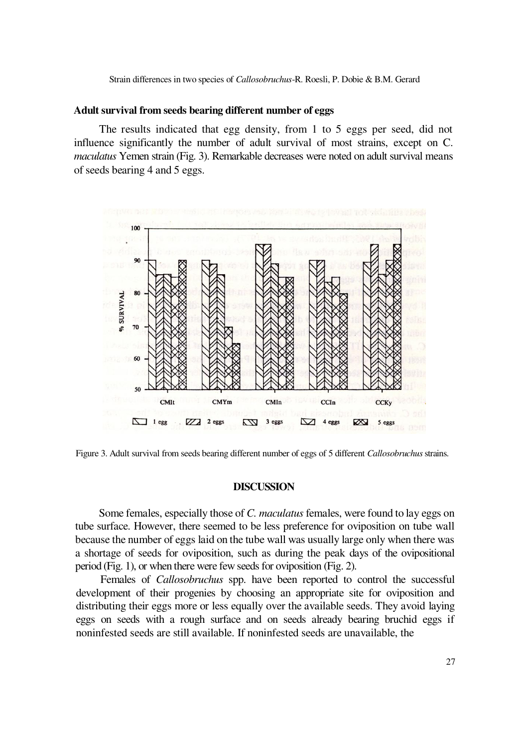### Adult survival from seeds bearing different number of eggs

The results indicated that egg density, from 1 to 5 eggs per seed, did not influence significantly the number of adult survival of most strains, except on C. *maculatus* Yemen strain (Fig. 3). Remarkable decreases were noted on adult survival means of seeds bearing 4 and 5 eggs.

Figure 3. Adult survival from seeds bearing different number of eggs of 5 different *Callosobruchus* strains.

## DISCUSSION

Some females, especially those of *C. maculatus* females, were found to lay eggs on tube surface. However, there seemed to be less preference for oviposition on tube wall because the number of eggs laid on the tube wall was usually large only when there was a shortage of seeds for oviposition, such as during the peak days of the ovipositional period (Fig. 1), or when there were few seeds for oviposition (Fig. 2).

Females of *Callosobruchus* spp. have been reported to control the successful development of their progenies by choosing an appropriate site for oviposition and distributing their eggs more or less equally over the available seeds. They avoid laying eggs on seeds with a rough surface and on seeds already bearing bruchid eggs if noninfested seeds are still available. If noninfested seeds are unavailable, the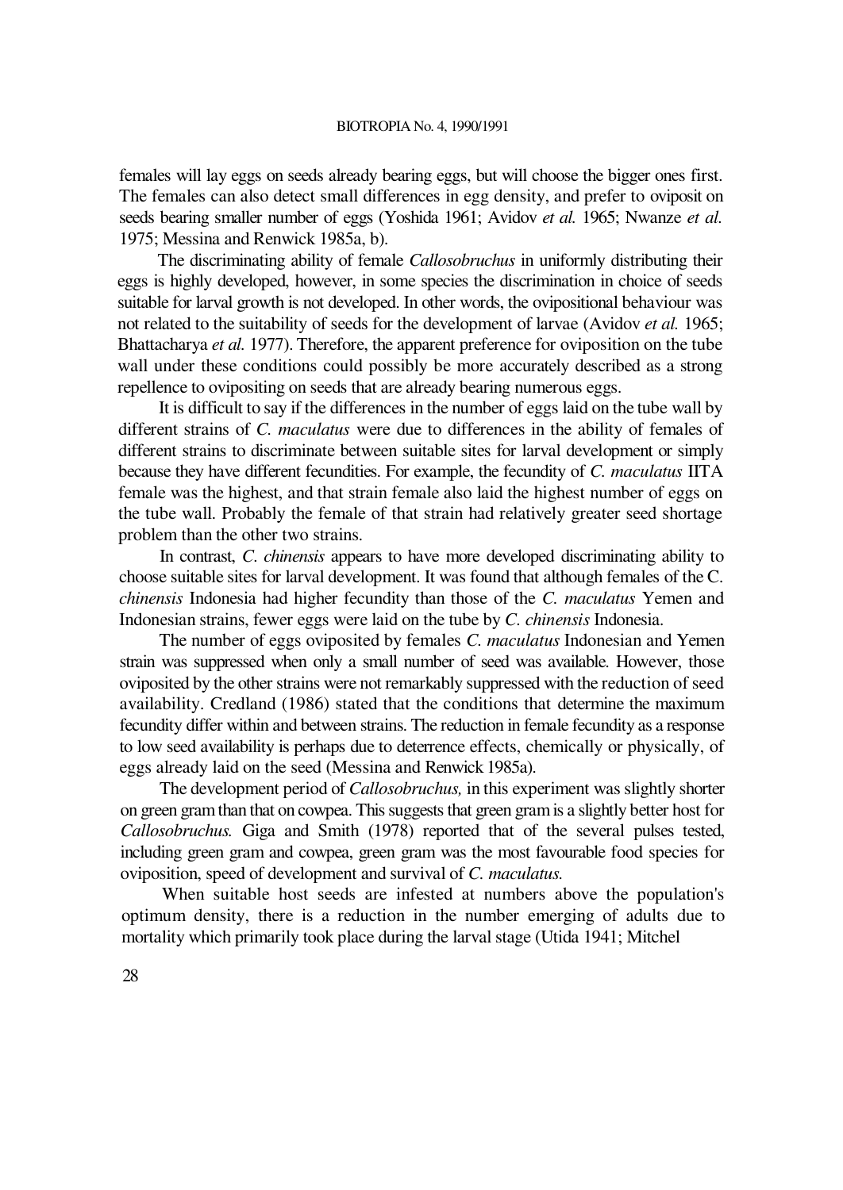females will lay eggs on seeds already bearing eggs, but will choose the bigger ones first. The females can also detect small differences in egg density, and prefer to oviposit on seeds bearing smaller number of eggs (Yoshida 1961; Avidov *et al.* 1965; Nwanze *et al.* 1975; Messina and Renwick 1985a, b).

The discriminating ability of female *Callosobruchus* in uniformly distributing their eggs is highly developed, however, in some species the discrimination in choice of seeds suitable for larval growth is not developed. In other words, the ovipositional behaviour was not related to the suitability of seeds for the development of larvae (Avidov *et al.* 1965; Bhattacharya *et al.* 1977). Therefore, the apparent preference for oviposition on the tube wall under these conditions could possibly be more accurately described as a strong repellence to ovipositing on seeds that are already bearing numerous eggs.

It is difficult to say if the differences in the number of eggs laid on the tube wall by different strains of *C. maculatus* were due to differences in the ability of females of different strains to discriminate between suitable sites for larval development or simply because they have different fecundities. For example, the fecundity of *C. maculatus* IITA female was the highest, and that strain female also laid the highest number of eggs on the tube wall. Probably the female of that strain had relatively greater seed shortage problem than the other two strains.

In contrast, *C. chinensis* appears to have more developed discriminating ability to choose suitable sites for larval development. It was found that although females of the C. *chinensis* Indonesia had higher fecundity than those of the *C. maculatus* Yemen and Indonesian strains, fewer eggs were laid on the tube by *C. chinensis* Indonesia.

The number of eggs oviposited by females *C. maculatus* Indonesian and Yemen strain was suppressed when only a small number of seed was available. However, those oviposited by the other strains were not remarkably suppressed with the reduction of seed availability. Credland (1986) stated that the conditions that determine the maximum fecundity differ within and between strains. The reduction in female fecundity as a response to low seed availability is perhaps due to deterrence effects, chemically or physically, of eggs already laid on the seed (Messina and Renwick 1985a).

The development period of *Callosobruchus,* in this experiment was slightly shorter on green gram than that on cowpea. This suggests that green gram is a slightly better host for *Callosobruchus.* Giga and Smith (1978) reported that of the several pulses tested, including green gram and cowpea, green gram was the most favourable food species for oviposition, speed of development and survival of *C. maculatus.*

When suitable host seeds are infested at numbers above the population's optimum density, there is a reduction in the number emerging of adults due to mortality which primarily took place during the larval stage (Utida 1941; Mitchel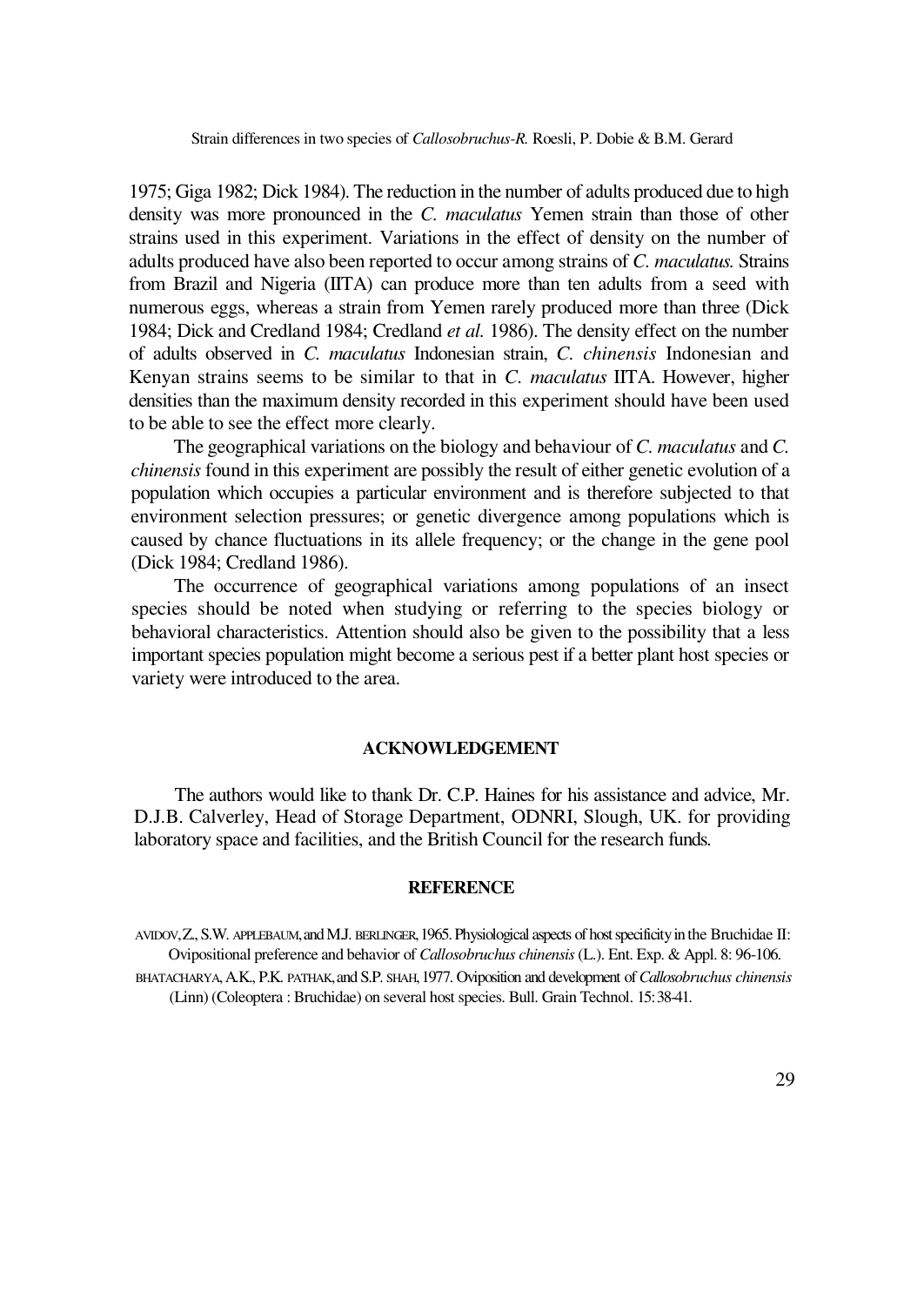1975; Giga 1982; Dick 1984). The reduction in the number of adults produced due to high density was more pronounced in the *C. maculatus* Yemen strain than those of other strains used in this experiment. Variations in the effect of density on the number of adults produced have also been reported to occur among strains of *C. maculatus.* Strains from Brazil and Nigeria (IITA) can produce more than ten adults from a seed with numerous eggs, whereas a strain from Yemen rarely produced more than three (Dick 1984; Dick and Credland 1984; Credland *et al.* 1986). The density effect on the number of adults observed in *C. maculatus* Indonesian strain, *C. chinensis* Indonesian and Kenyan strains seems to be similar to that in *C. maculatus* IITA. However, higher densities than the maximum density recorded in this experiment should have been used to be able to see the effect more clearly.

The geographical variations on the biology and behaviour of *C. maculatus* and *C. chinensis* found in this experiment are possibly the result of either genetic evolution of a population which occupies a particular environment and is therefore subjected to that environment selection pressures; or genetic divergence among populations which is caused by chance fluctuations in its allele frequency; or the change in the gene pool (Dick 1984; Credland 1986).

The occurrence of geographical variations among populations of an insect species should be noted when studying or referring to the species biology or behavioral characteristics. Attention should also be given to the possibility that a less important species population might become a serious pest if a better plant host species or variety were introduced to the area.

## ACKNOWLEDGEMENT

The authors would like to thank Dr. C.P. Haines for his assistance and advice, Mr. D.J.B. Calverley, Head of Storage Department, ODNRI, Slough, UK. for providing laboratory space and facilities, and the British Council for the research funds.

## REFERENCE

AVIDOV, Z., S.W. APPLEBAUM, and M.J. BERLINGER, 1965. Physiological aspects of host specificity in the Bruchidae II: Ovipositional preference and behavior of *Callosobruchus chinensis* (L.). Ent. Exp. & Appl. 8: 96-106.

BHATACHARYA, A.K., P.K. PATHAK, and S.P. SHAH, 1977. Oviposition and development of *Callosobruchus chinensis* (Linn) (Coleoptera : Bruchidae) on several host species. Bull. Grain Technol. 15: 38-41.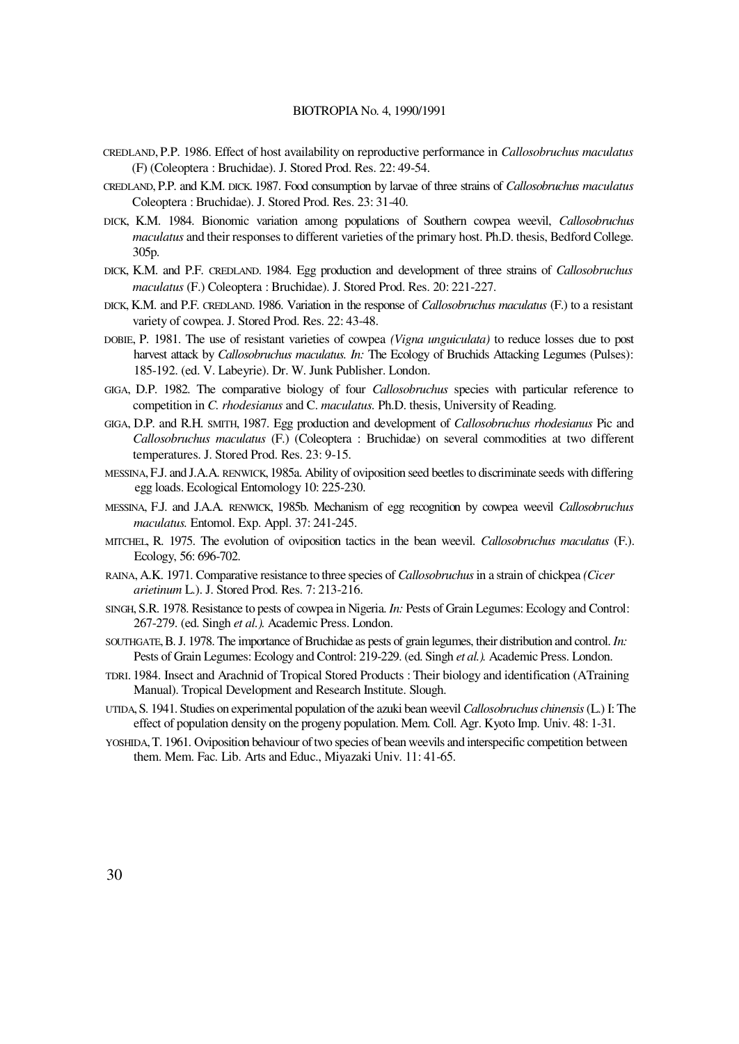CREDLAND, P.P. 1986. Effect of host availability on reproductive performance in *Callosobruchus maculatus* (F) (Coleoptera : Bruchidae). J. Stored Prod. Res. 22: 49-54.

CREDLAND, P.P. and K.M. DICK. 1987. Food consumption by larvae of three strains of *Callosobruchus maculatus* Coleoptera : Bruchidae). J. Stored Prod. Res. 23: 31-40.

DICK, K.M. 1984. Bionomic variation among populations of Southern cowpea weevil, *Callosobruchus maculatus* and their responses to different varieties of the primary host. Ph.D. thesis, Bedford College. 305p.

DICK, K.M. and P.F. CREDLAND. 1984. Egg production and development of three strains of *Callosobruchus maculatus* (F.) Coleoptera : Bruchidae). J. Stored Prod. Res. 20: 221-227.

DICK, K.M. and P.F. CREDLAND. 1986. Variation in the response of *Callosobruchus maculatus* (F.) to a resistant variety of cowpea. J. Stored Prod. Res. 22: 43-48.

DOBIE, P. 1981. The use of resistant varieties of cowpea *(Vigna unguiculata)* to reduce losses due to post harvest attack by *Callosobruchus maculatus. In:* The Ecology of Bruchids Attacking Legumes (Pulses): 185-192. (ed. V. Labeyrie). Dr. W. Junk Publisher. London.

GIGA, D.P. 1982. The comparative biology of four *Callosobruchus* species with particular reference to competition in *C. rhodesianus* and C. *maculatus.* Ph.D. thesis, University of Reading.

GIGA, D.P. and R.H. SMITH, 1987. Egg production and development of *Callosobruchus rhodesianus* Pic and *Callosobruchus maculatus* (F.) (Coleoptera : Bruchidae) on several commodities at two different temperatures. J. Stored Prod. Res. 23: 9-15.

MESSINA, F.J. and J.A.A. RENWICK, 1985a. Ability of oviposition seed beetles to discriminate seeds with differing egg loads. Ecological Entomology 10: 225-230.

MESSINA, F.J. and J.A.A. RENWICK, 1985b. Mechanism of egg recognition by cowpea weevil *Callosobruchus maculatus.* Entomol. Exp. Appl. 37: 241-245.

MITCHEL, R. 1975. The evolution of oviposition tactics in the bean weevil. *Callosobruchus maculatus* (F.). Ecology, 56: 696-702.

RAINA, A.K. 1971. Comparative resistance to three species of *Callosobruchus* in a strain of chickpea *(Cicer arietinum* L.). J. Stored Prod. Res. 7: 213-216.

SINGH, S.R. 1978. Resistance to pests of cowpea in Nigeria. *In:* Pests of Grain Legumes: Ecology and Control: 267-279. (ed. Singh *et al.).* Academic Press. London.

SOUTHGATE, B. J. 1978. The importance of Bruchidae as pests of grain legumes, their distribution and control. *In:* Pests of Grain Legumes: Ecology and Control: 219-229. (ed. Singh *et al.).* Academic Press. London.

TDRI. 1984. Insect and Arachnid of Tropical Stored Products : Their biology and identification (ATraining Manual). Tropical Development and Research Institute. Slough.

UTIDA, S. 1941. Studies on experimental population of the azuki bean weevil *Callosobruchus chinensis* (L.) I: The effect of population density on the progeny population. Mem. Coll. Agr. Kyoto Imp. Univ. 48: 1-31.

YOSHIDA, T. 1961. Oviposition behaviour of two species of bean weevils and interspecific competition between them. Mem. Fac. Lib. Arts and Educ., Miyazaki Univ. 11: 41-65.